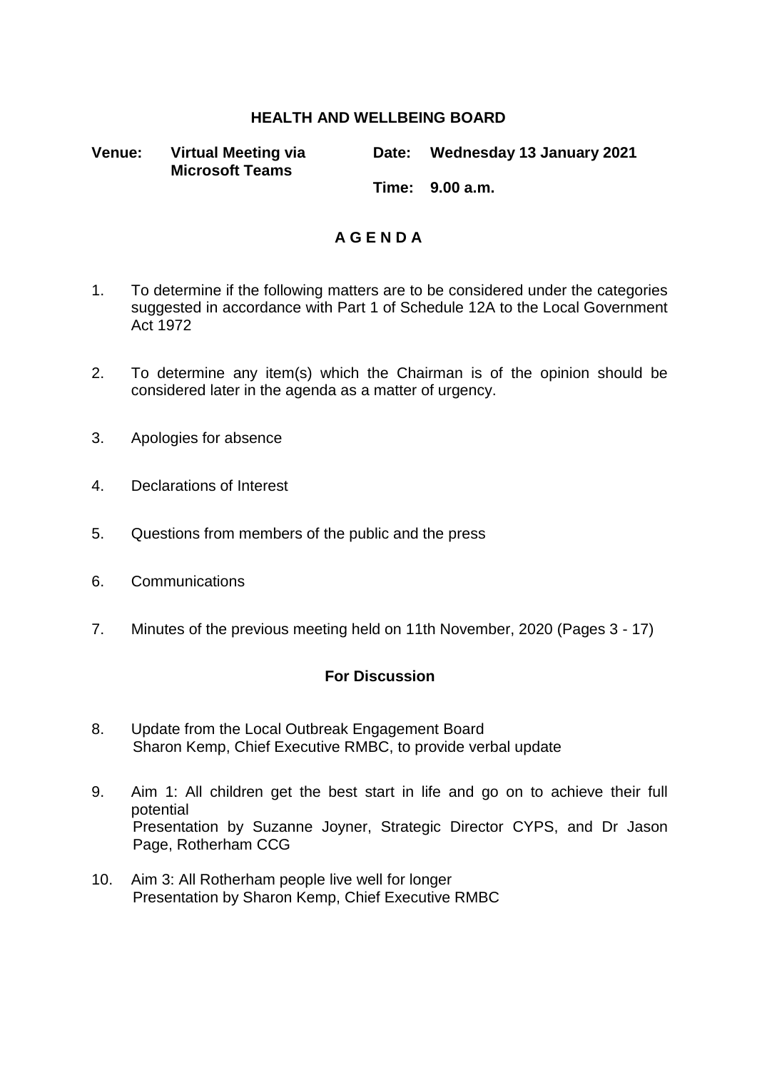# HEALTH AND WELLBEING BOARD

**Venue:** **Virtual Meeting via Microsoft Teams**

**Date:** **Wednesday 13 January 2021**

**Time:** **9.00 a.m.**

## A G E N D A

1. To determine if the following matters are to be considered under the categories suggested in accordance with Part 1 of Schedule 12A to the Local Government Act 1972

2. To determine any item(s) which the Chairman is of the opinion should be considered later in the agenda as a matter of urgency.

3. Apologies for absence

4. Declarations of Interest

5. Questions from members of the public and the press

6. Communications

7. Minutes of the previous meeting held on 11th November, 2020 (Pages 3 - 17)

### For Discussion

8. Update from the Local Outbreak Engagement Board
   Sharon Kemp, Chief Executive RMBC, to provide verbal update

9. Aim 1: All children get the best start in life and go on to achieve their full potential
   Presentation by Suzanne Joyner, Strategic Director CYPS, and Dr Jason Page, Rotherham CCG

10. Aim 3: All Rotherham people live well for longer
    Presentation by Sharon Kemp, Chief Executive RMBC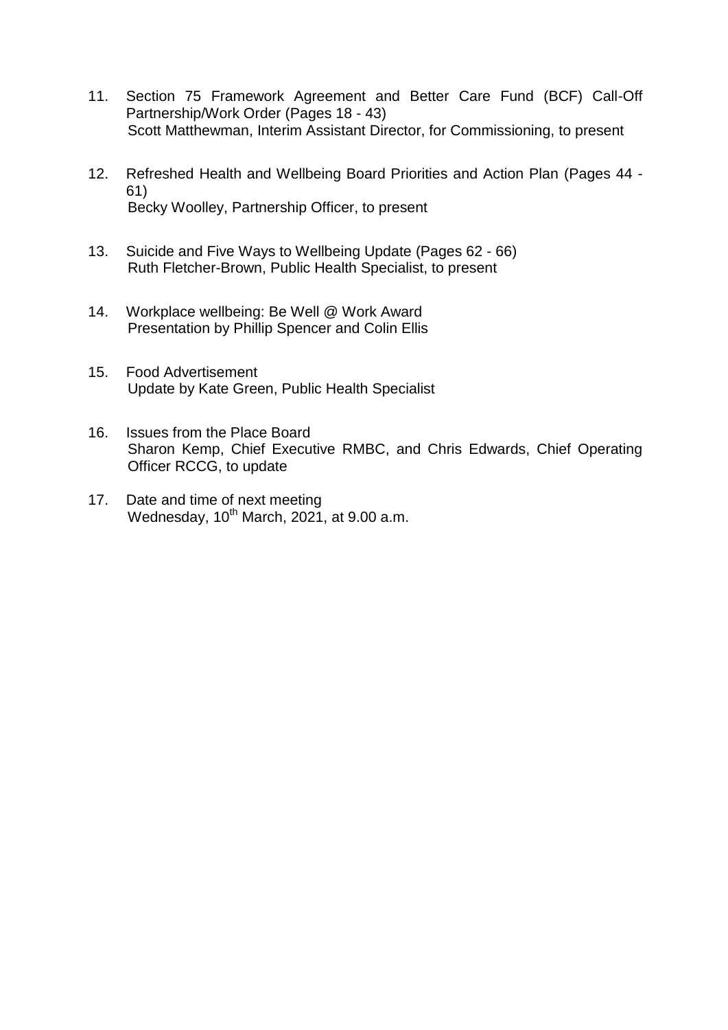11. Section 75 Framework Agreement and Better Care Fund (BCF) Call-Off Partnership/Work Order (Pages 18 - 43)
    Scott Matthewman, Interim Assistant Director, for Commissioning, to present

12. Refreshed Health and Wellbeing Board Priorities and Action Plan (Pages 44 - 61)
    Becky Woolley, Partnership Officer, to present

13. Suicide and Five Ways to Wellbeing Update (Pages 62 - 66)
    Ruth Fletcher-Brown, Public Health Specialist, to present

14. Workplace wellbeing: Be Well @ Work Award
    Presentation by Phillip Spencer and Colin Ellis

15. Food Advertisement
    Update by Kate Green, Public Health Specialist

16. Issues from the Place Board
    Sharon Kemp, Chief Executive RMBC, and Chris Edwards, Chief Operating Officer RCCG, to update

17. Date and time of next meeting
    Wednesday, 10th March, 2021, at 9.00 a.m.